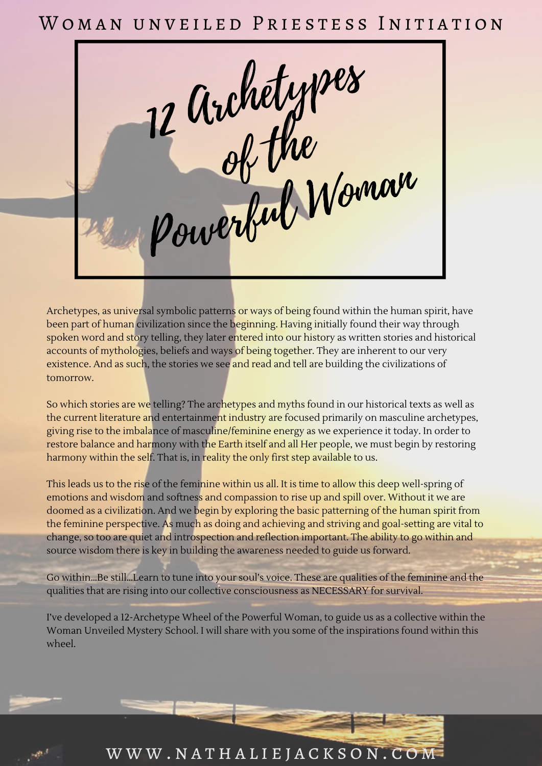Woman unveiled Priestess Initiation

# 12 Archetypes of the Powerful Woman

Archetypes, as universal symbolic patterns or ways of being found within the human spirit, have been part of human civilization since the beginning. Having initially found their way through spoken word and story telling, they later entered into our history as written stories and historical accounts of mythologies, beliefs and ways of being together. They are inherent to our very existence. And as such, the stories we see and read and tell are building the civilizations of tomorrow.

So which stories are we telling? The archetypes and myths found in our historical texts as well as the current literature and entertainment industry are focused primarily on masculine archetypes, giving rise to the imbalance of masculine/feminine energy as we experience it today. In order to restore balance and harmony with the Earth itself and all Her people, we must begin by restoring harmony within the self. That is, in reality the only first step available to us.

This leads us to the rise of the feminine within us all. It is time to allow this deep well-spring of emotions and wisdom and softness and compassion to rise up and spill over. Without it we are doomed as a civilization. And we begin by exploring the basic patterning of the human spirit from the feminine perspective. As much as doing and achieving and striving and goal-setting are vital to change, so too are quiet and introspection and reflection important. The ability to go within and source wisdom there is key in building the awareness needed to guide us forward.

Go within...Be still...Learn to tune into your soul's voice. These are qualities of the feminine and the qualities that are rising into our collective consciousness as NECESSARY for survival.

I've developed a 12-Archetype Wheel of the Powerful Woman, to guide us as a collective within the Woman Unveiled Mystery School. I will share with you some of the inspirations found within this wheel.

WWW.NATHALIEJACKSON.COM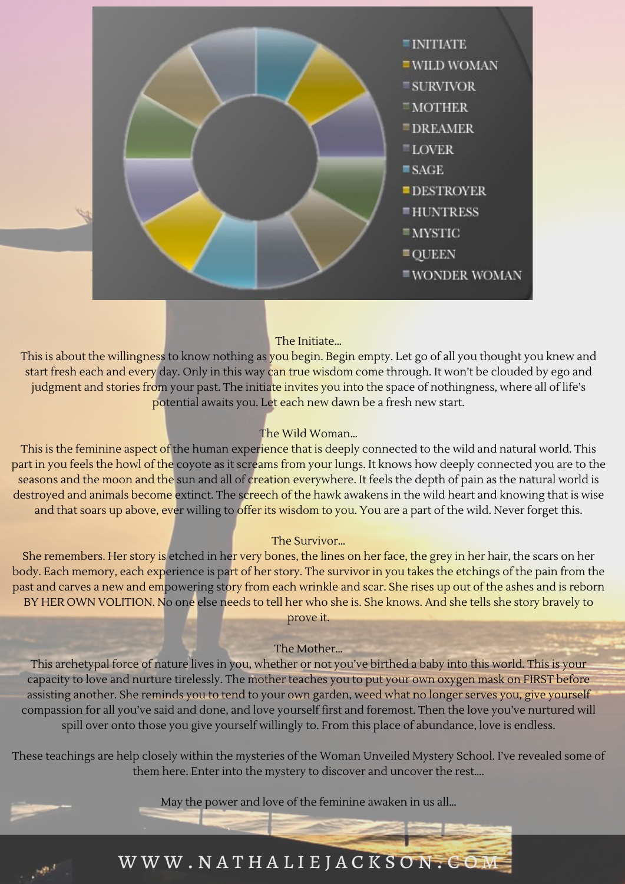- INITIATE
- WILD WOMAN
- SURVIVOR
- MOTHER
- DREAMER
- LOVER
- SAGE
- DESTROYER
- HUNTRESS
- MYSTIC
- QUEEN
- WONDER WOMAN

The Initiate...

This is about the willingness to know nothing as you begin. Begin empty. Let go of all you thought you knew and start fresh each and every day. Only in this way can true wisdom come through. It won't be clouded by ego and judgment and stories from your past. The initiate invites you into the space of nothingness, where all of life's potential awaits you. Let each new dawn be a fresh new start.

The Wild Woman...

This is the feminine aspect of the human experience that is deeply connected to the wild and natural world. This part in you feels the howl of the coyote as it screams from your lungs. It knows how deeply connected you are to the seasons and the moon and the sun and all of creation everywhere. It feels the depth of pain as the natural world is destroyed and animals become extinct. The screech of the hawk awakens in the wild heart and knowing that is wise and that soars up above, ever willing to offer its wisdom to you. You are a part of the wild. Never forget this.

The Survivor...

She remembers. Her story is etched in her very bones, the lines on her face, the grey in her hair, the scars on her body. Each memory, each experience is part of her story. The survivor in you takes the etchings of the pain from the past and carves a new and empowering story from each wrinkle and scar. She rises up out of the ashes and is reborn BY HER OWN VOLITION. No one else needs to tell her who she is. She knows. And she tells she story bravely to prove it.

The Mother...

This archetypal force of nature lives in you, whether or not you've birthed a baby into this world. This is your capacity to love and nurture tirelessly. The mother teaches you to put your own oxygen mask on FIRST before assisting another. She reminds you to tend to your own garden, weed what no longer serves you, give yourself compassion for all you've said and done, and love yourself first and foremost. Then the love you've nurtured will spill over onto those you give yourself willingly to. From this place of abundance, love is endless.

These teachings are help closely within the mysteries of the Woman Unveiled Mystery School. I've revealed some of them here. Enter into the mystery to discover and uncover the rest....

May the power and love of the feminine awaken in us all...

WWW.NATHALIEJACKSON.COM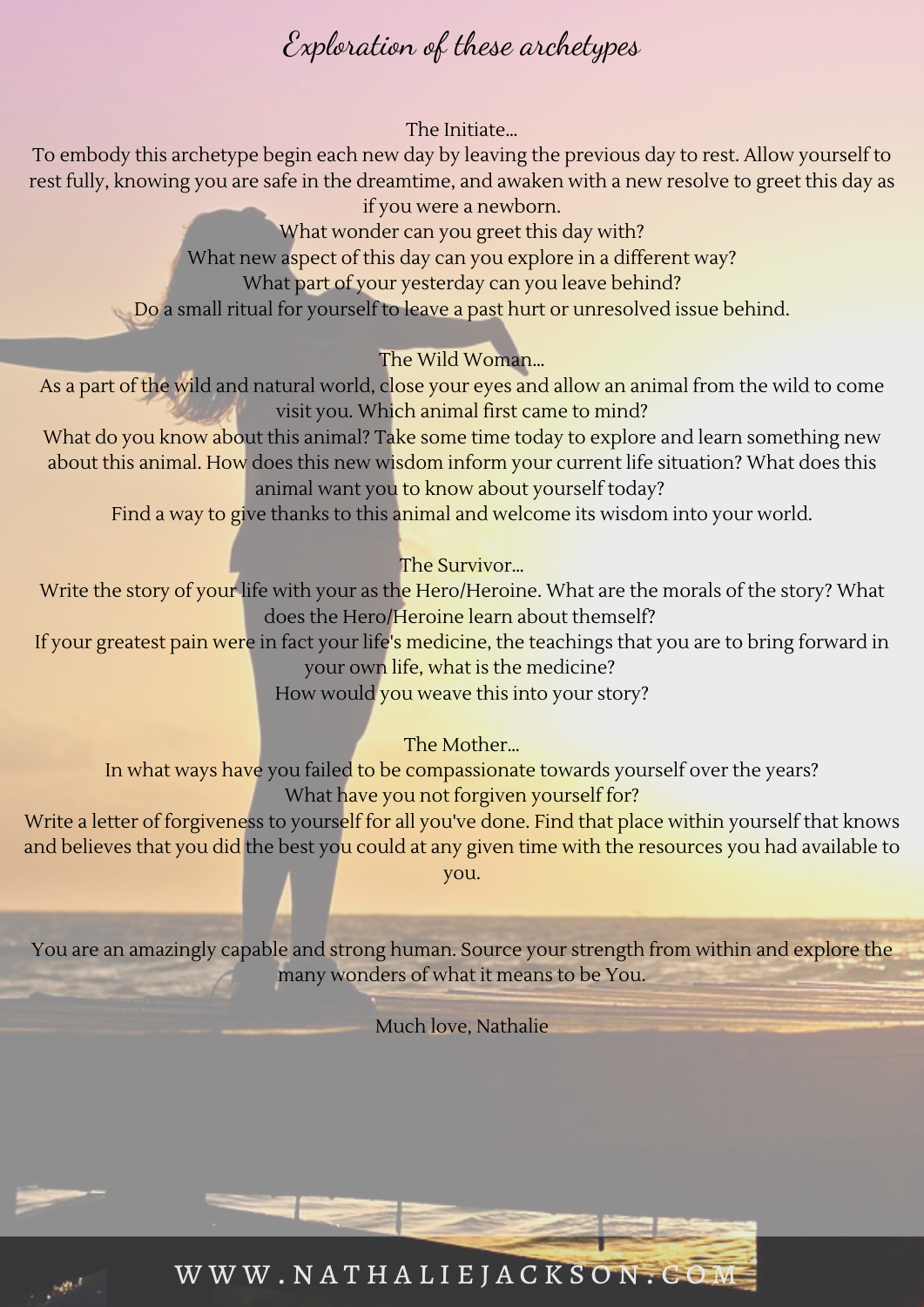# *Exploration of these archetypes*

The Initiate...

To embody this archetype begin each new day by leaving the previous day to rest. Allow yourself to rest fully, knowing you are safe in the dreamtime, and awaken with a new resolve to greet this day as if you were a newborn.

What wonder can you greet this day with?

What new aspect of this day can you explore in a different way?

What part of your yesterday can you leave behind?

Do a small ritual for yourself to leave a past hurt or unresolved issue behind.

The Wild Woman...

As a part of the wild and natural world, close your eyes and allow an animal from the wild to come visit you. Which animal first came to mind?

What do you know about this animal? Take some time today to explore and learn something new about this animal. How does this new wisdom inform your current life situation? What does this animal want you to know about yourself today?

Find a way to give thanks to this animal and welcome its wisdom into your world.

The Survivor...

Write the story of your life with your as the Hero/Heroine. What are the morals of the story? What does the Hero/Heroine learn about themself?

If your greatest pain were in fact your life's medicine, the teachings that you are to bring forward in your own life, what is the medicine?

How would you weave this into your story?

The Mother...

In what ways have you failed to be compassionate towards yourself over the years?

What have you not forgiven yourself for?

Write a letter of forgiveness to yourself for all you've done. Find that place within yourself that knows and believes that you did the best you could at any given time with the resources you had available to you.

You are an amazingly capable and strong human. Source your strength from within and explore the many wonders of what it means to be You.

Much love, Nathalie

WWW.NATHALIEJACKSON.COM